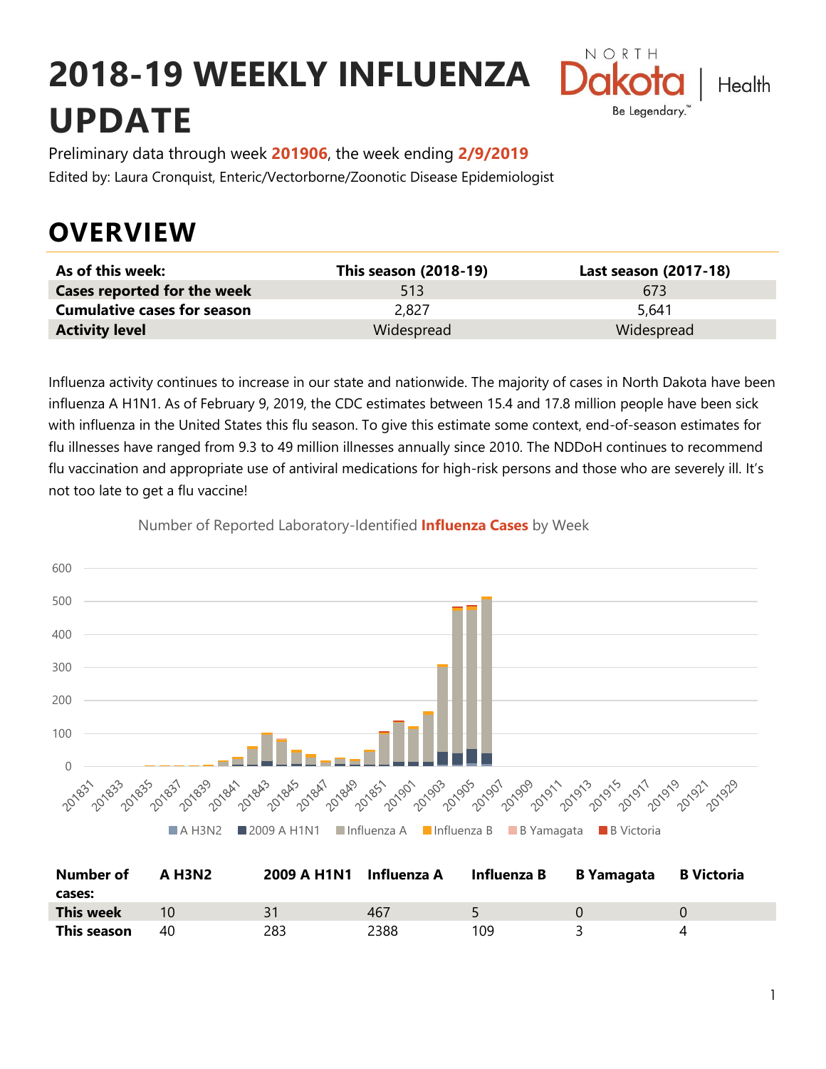# 2018-19 WEEKLY INFLUENZA UPDATE

Preliminary data through week **201906**, the week ending **2/9/2019**

Edited by: Laura Cronquist, Enteric/Vectorborne/Zoonotic Disease Epidemiologist

## OVERVIEW

| As of this week: | This season (2018-19) | Last season (2017-18) |
|---|---|---|
| **Cases reported for the week** | 513 | 673 |
| **Cumulative cases for season** | 2,827 | 5,641 |
| **Activity level** | Widespread | Widespread |

Influenza activity continues to increase in our state and nationwide. The majority of cases in North Dakota have been influenza A H1N1. As of February 9, 2019, the CDC estimates between 15.4 and 17.8 million people have been sick with influenza in the United States this flu season. To give this estimate some context, end-of-season estimates for flu illnesses have ranged from 9.3 to 49 million illnesses annually since 2010. The NDDoH continues to recommend flu vaccination and appropriate use of antiviral medications for high-risk persons and those who are severely ill. It's not too late to get a flu vaccine!

Number of Reported Laboratory-Identified **Influenza Cases** by Week

| Number of cases: | A H3N2 | 2009 A H1N1 | Influenza A | Influenza B | B Yamagata | B Victoria |
|---|---|---|---|---|---|---|
| **This week** | 10 | 31 | 467 | 5 | 0 | 0 |
| **This season** | 40 | 283 | 2388 | 109 | 3 | 4 |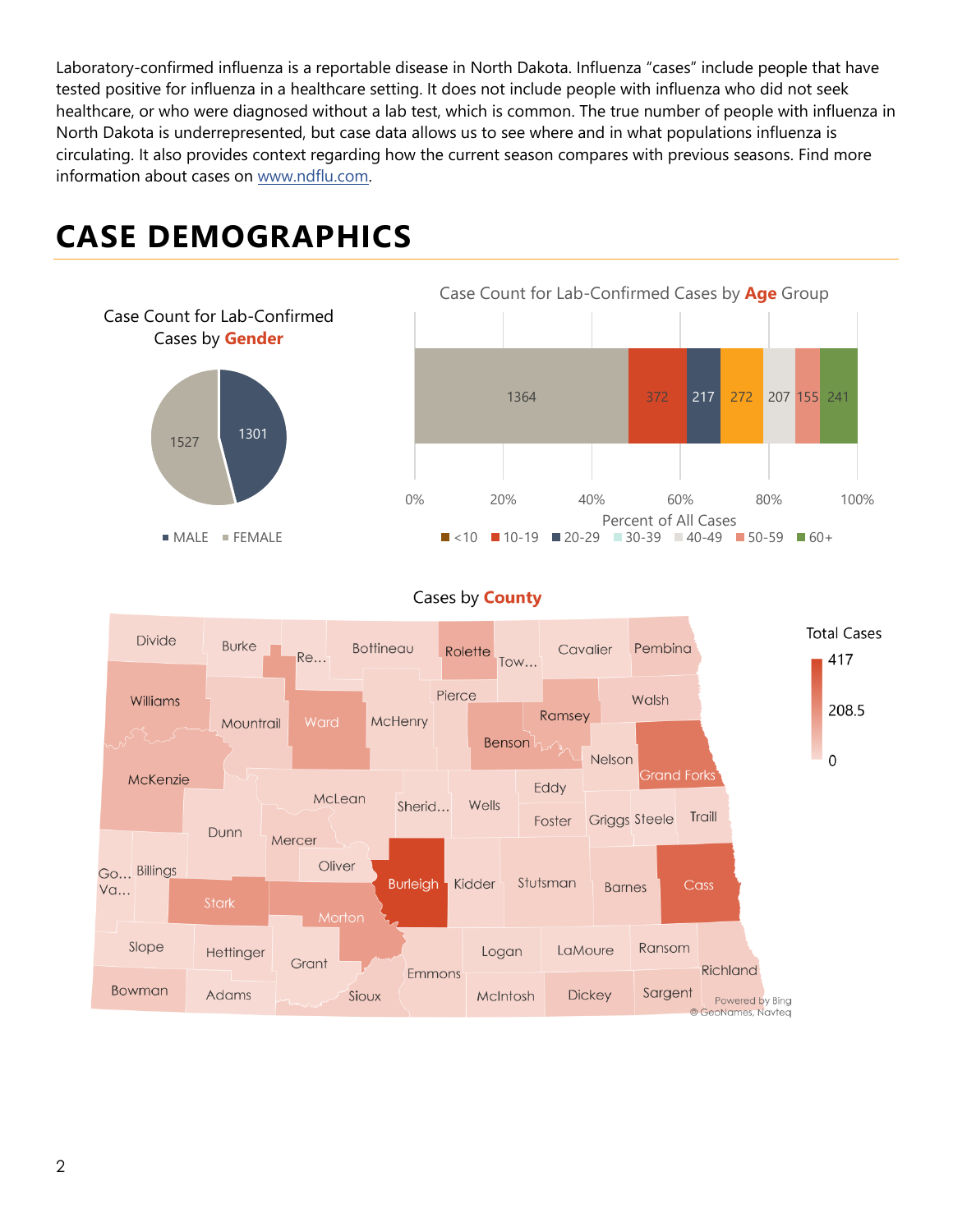Laboratory-confirmed influenza is a reportable disease in North Dakota. Influenza "cases" include people that have tested positive for influenza in a healthcare setting. It does not include people with influenza who did not seek healthcare, or who were diagnosed without a lab test, which is common. The true number of people with influenza in North Dakota is underrepresented, but case data allows us to see where and in what populations influenza is circulating. It also provides context regarding how the current season compares with previous seasons. Find more information about cases on www.ndflu.com.

# CASE DEMOGRAPHICS

Case Count for Lab-Confirmed Cases by **Gender**

| Gender | Cases |
|---|---|
| MALE | 1301 |
| FEMALE | 1527 |

Case Count for Lab-Confirmed Cases by **Age** Group

| Age Group | Cases |
|---|---|
| <10 | 1364 |
| 10-19 | 372 |
| 20-29 | 217 |
| 30-39 | 272 |
| 40-49 | 207 |
| 50-59 | 155 |
| 60+ | 241 |

Percent of All Cases

Cases by **County**

Total Cases: 0 – 208.5 – 417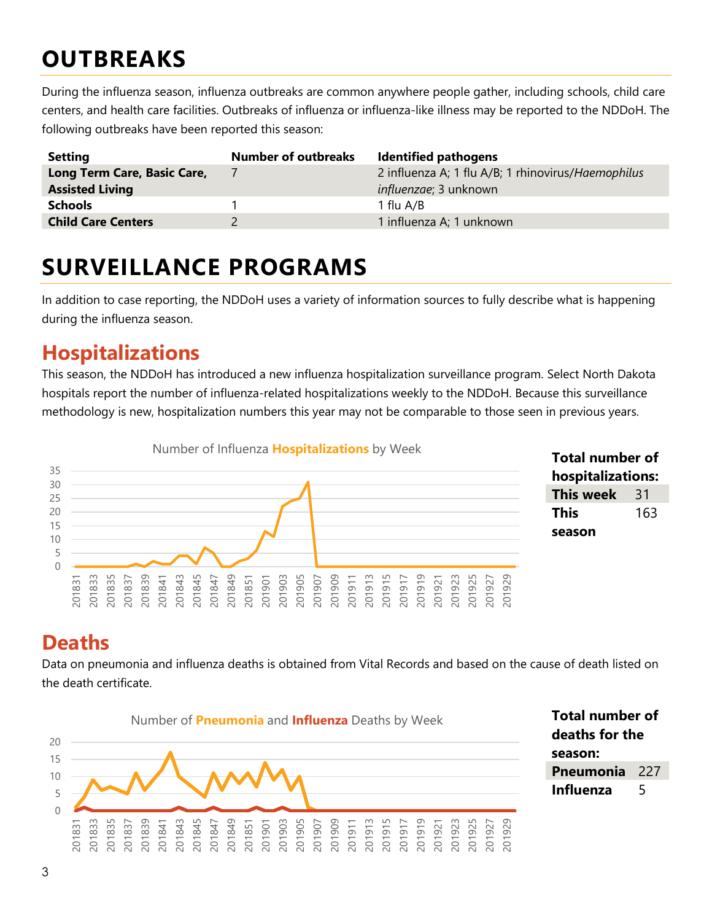# OUTBREAKS

During the influenza season, influenza outbreaks are common anywhere people gather, including schools, child care centers, and health care facilities. Outbreaks of influenza or influenza-like illness may be reported to the NDDoH. The following outbreaks have been reported this season:

| Setting | Number of outbreaks | Identified pathogens |
|---|---|---|
| **Long Term Care, Basic Care, Assisted Living** | 7 | 2 influenza A; 1 flu A/B; 1 rhinovirus/*Haemophilus influenzae*; 3 unknown |
| **Schools** | 1 | 1 flu A/B |
| **Child Care Centers** | 2 | 1 influenza A; 1 unknown |

# SURVEILLANCE PROGRAMS

In addition to case reporting, the NDDoH uses a variety of information sources to fully describe what is happening during the influenza season.

## Hospitalizations

This season, the NDDoH has introduced a new influenza hospitalization surveillance program. Select North Dakota hospitals report the number of influenza-related hospitalizations weekly to the NDDoH. Because this surveillance methodology is new, hospitalization numbers this year may not be comparable to those seen in previous years.

Number of Influenza **Hospitalizations** by Week

**Total number of hospitalizations:**

| | |
|---|---|
| **This week** | 31 |
| **This season** | 163 |

## Deaths

Data on pneumonia and influenza deaths is obtained from Vital Records and based on the cause of death listed on the death certificate.

Number of **Pneumonia** and **Influenza** Deaths by Week

**Total number of deaths for the season:**

| | |
|---|---|
| **Pneumonia** | 227 |
| **Influenza** | 5 |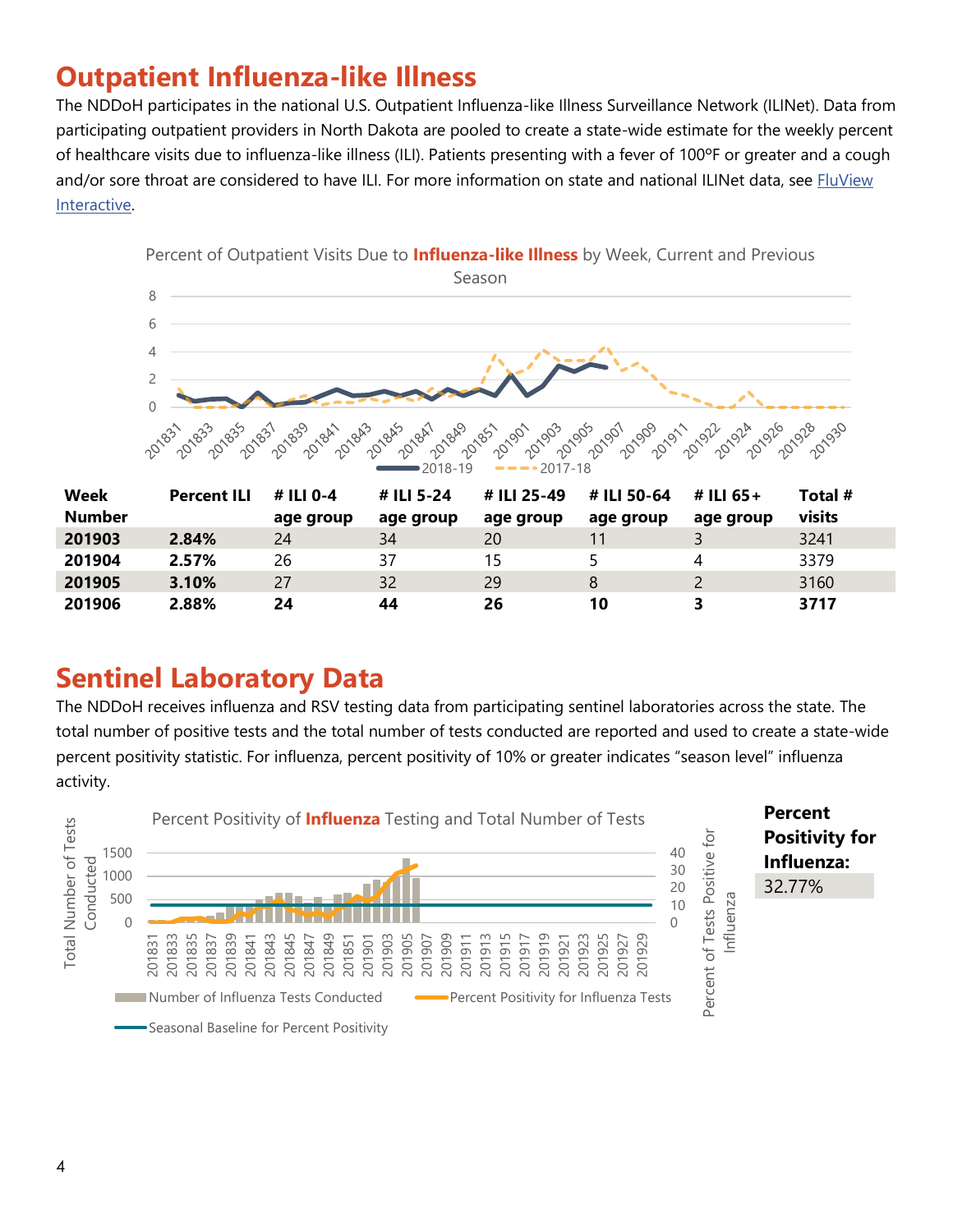## Outpatient Influenza-like Illness

The NDDoH participates in the national U.S. Outpatient Influenza-like Illness Surveillance Network (ILINet). Data from participating outpatient providers in North Dakota are pooled to create a state-wide estimate for the weekly percent of healthcare visits due to influenza-like illness (ILI). Patients presenting with a fever of 100ºF or greater and a cough and/or sore throat are considered to have ILI. For more information on state and national ILINet data, see FluView Interactive.

Percent of Outpatient Visits Due to **Influenza-like Illness** by Week, Current and Previous Season

| Week Number | Percent ILI | # ILI 0-4 age group | # ILI 5-24 age group | # ILI 25-49 age group | # ILI 50-64 age group | # ILI 65+ age group | Total # visits |
|---|---|---|---|---|---|---|---|
| **201903** | **2.84%** | 24 | 34 | 20 | 11 | 3 | 3241 |
| **201904** | **2.57%** | 26 | 37 | 15 | 5 | 4 | 3379 |
| **201905** | **3.10%** | 27 | 32 | 29 | 8 | 2 | 3160 |
| **201906** | **2.88%** | **24** | **44** | **26** | **10** | **3** | **3717** |

## Sentinel Laboratory Data

The NDDoH receives influenza and RSV testing data from participating sentinel laboratories across the state. The total number of positive tests and the total number of tests conducted are reported and used to create a state-wide percent positivity statistic. For influenza, percent positivity of 10% or greater indicates "season level" influenza activity.

Percent Positivity of **Influenza** Testing and Total Number of Tests

**Percent Positivity for Influenza:** 32.77%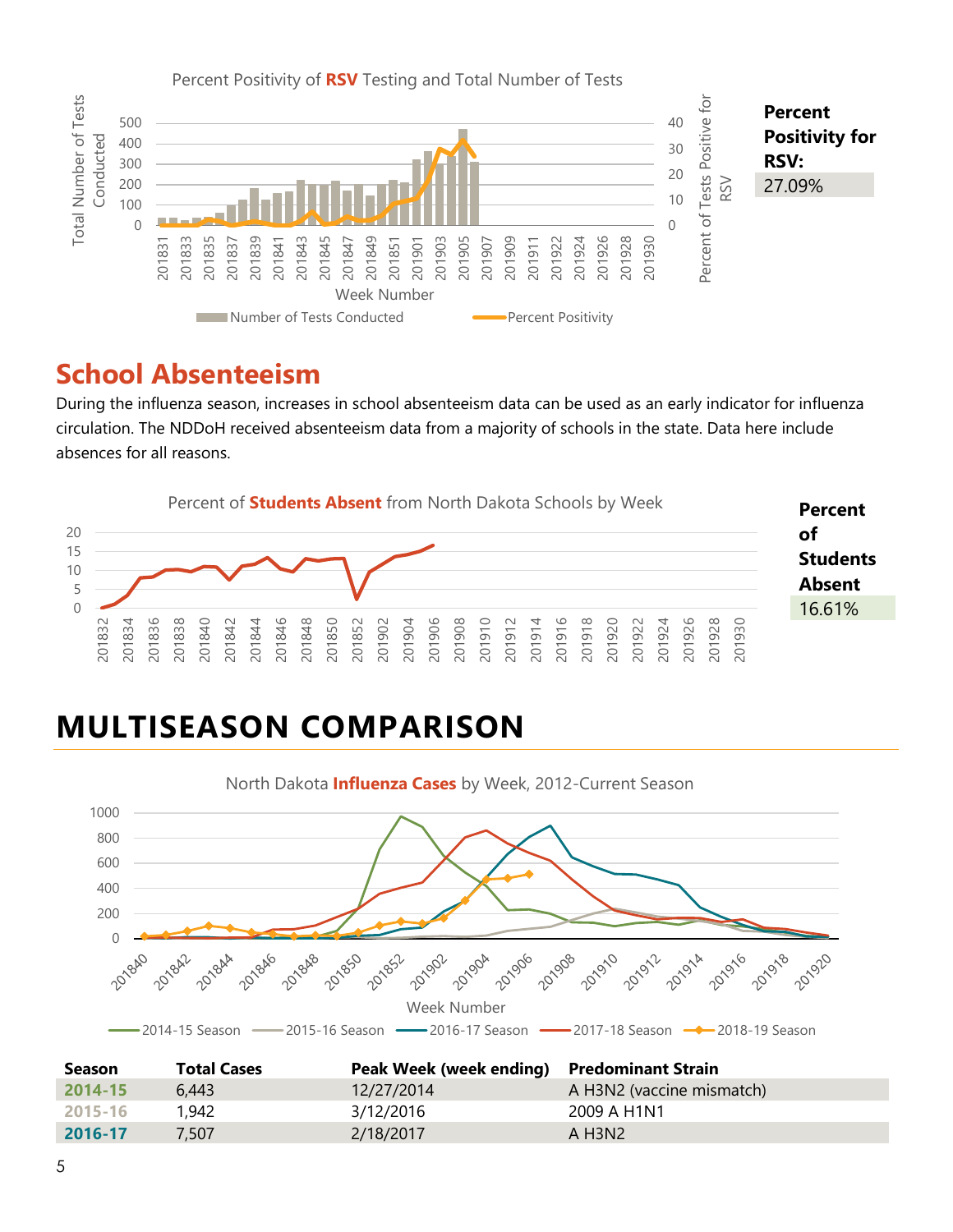Percent Positivity of **RSV** Testing and Total Number of Tests

**Percent Positivity for RSV:**
27.09%

## School Absenteeism

During the influenza season, increases in school absenteeism data can be used as an early indicator for influenza circulation. The NDDoH received absenteeism data from a majority of schools in the state. Data here include absences for all reasons.

Percent of **Students Absent** from North Dakota Schools by Week

**Percent of Students Absent**
16.61%

# MULTISEASON COMPARISON

North Dakota **Influenza Cases** by Week, 2012-Current Season

| Season | Total Cases | Peak Week (week ending) | Predominant Strain |
|---|---|---|---|
| 2014-15 | 6,443 | 12/27/2014 | A H3N2 (vaccine mismatch) |
| 2015-16 | 1,942 | 3/12/2016 | 2009 A H1N1 |
| 2016-17 | 7,507 | 2/18/2017 | A H3N2 |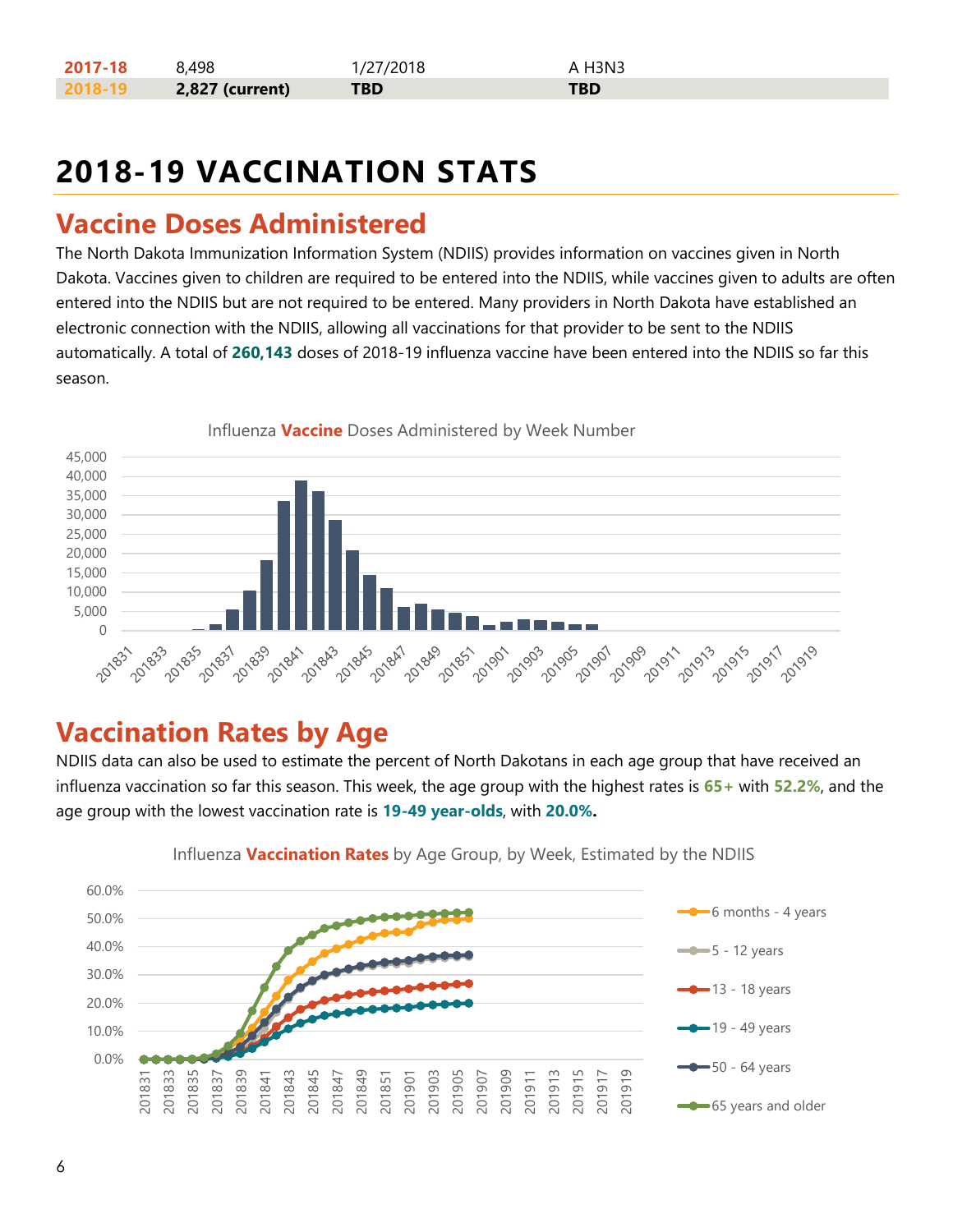| | | | |
|---|---|---|---|
| 2017-18 | 8,498 | 1/27/2018 | A H3N3 |
| 2018-19 | **2,827 (current)** | **TBD** | **TBD** |

# 2018-19 VACCINATION STATS

## Vaccine Doses Administered

The North Dakota Immunization Information System (NDIIS) provides information on vaccines given in North Dakota. Vaccines given to children are required to be entered into the NDIIS, while vaccines given to adults are often entered into the NDIIS but are not required to be entered. Many providers in North Dakota have established an electronic connection with the NDIIS, allowing all vaccinations for that provider to be sent to the NDIIS automatically. A total of **260,143** doses of 2018-19 influenza vaccine have been entered into the NDIIS so far this season.

Influenza **Vaccine** Doses Administered by Week Number

45,000
40,000
35,000
30,000
25,000
20,000
15,000
10,000
5,000
0

201831 201833 201835 201837 201839 201841 201843 201845 201847 201849 201851 201901 201903 201905 201907 201909 201911 201913 201915 201917 201919

## Vaccination Rates by Age

NDIIS data can also be used to estimate the percent of North Dakotans in each age group that have received an influenza vaccination so far this season. This week, the age group with the highest rates is **65+** with **52.2%**, and the age group with the lowest vaccination rate is **19-49 year-olds**, with **20.0%.**

Influenza **Vaccination Rates** by Age Group, by Week, Estimated by the NDIIS

60.0%
50.0%
40.0%
30.0%
20.0%
10.0%
0.0%

201831 201833 201835 201837 201839 201841 201843 201845 201847 201849 201851 201901 201903 201905 201907 201909 201911 201913 201915 201917 201919

6 months - 4 years
5 - 12 years
13 - 18 years
19 - 49 years
50 - 64 years
65 years and older